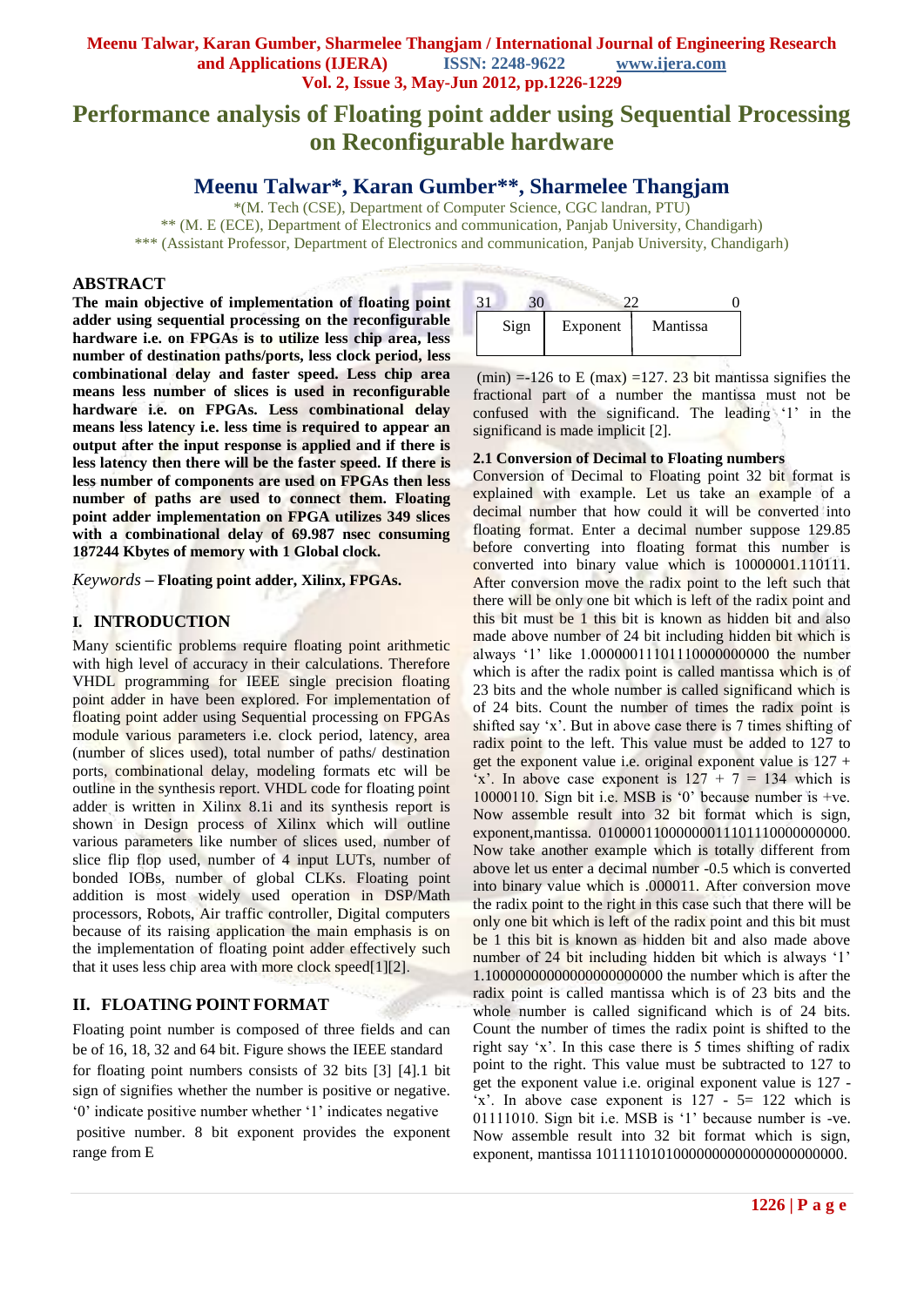# Performance analysis of Floating point adder using Sequential Processing on Reconfigurable hardware

## Meenu Talwar*, Karan Gumber**, Sharmelee Thangjam

*(M. Tech (CSE), Department of Computer Science, CGC landran, PTU)
** (M. E (ECE), Department of Electronics and communication, Panjab University, Chandigarh)
*** (Assistant Professor, Department of Electronics and communication, Panjab University, Chandigarh)

## ABSTRACT

**The main objective of implementation of floating point adder using sequential processing on the reconfigurable hardware i.e. on FPGAs is to utilize less chip area, less number of destination paths/ports, less clock period, less combinational delay and faster speed. Less chip area means less number of slices is used in reconfigurable hardware i.e. on FPGAs. Less combinational delay means less latency i.e. less time is required to appear an output after the input response is applied and if there is less latency then there will be the faster speed. If there is less number of components are used on FPGAs then less number of paths are used to connect them. Floating point adder implementation on FPGA utilizes 349 slices with a combinational delay of 69.987 nsec consuming 187244 Kbytes of memory with 1 Global clock.**

*Keywords* – **Floating point adder, Xilinx, FPGAs.**

## I. INTRODUCTION

Many scientific problems require floating point arithmetic with high level of accuracy in their calculations. Therefore VHDL programming for IEEE single precision floating point adder in have been explored. For implementation of floating point adder using Sequential processing on FPGAs module various parameters i.e. clock period, latency, area (number of slices used), total number of paths/ destination ports, combinational delay, modeling formats etc will be outline in the synthesis report. VHDL code for floating point adder is written in Xilinx 8.1i and its synthesis report is shown in Design process of Xilinx which will outline various parameters like number of slices used, number of slice flip flop used, number of 4 input LUTs, number of bonded IOBs, number of global CLKs. Floating point addition is most widely used operation in DSP/Math processors, Robots, Air traffic controller, Digital computers because of its raising application the main emphasis is on the implementation of floating point adder effectively such that it uses less chip area with more clock speed[1][2].

## II. FLOATING POINT FORMAT

Floating point number is composed of three fields and can be of 16, 18, 32 and 64 bit. Figure shows the IEEE standard for floating point numbers consists of 32 bits [3] [4].1 bit sign of signifies whether the number is positive or negative. '0' indicate positive number whether '1' indicates negative positive number. 8 bit exponent provides the exponent range from E

| 31 Sign | 30 Exponent | 22 Mantissa 0 |
|---|---|---|

(min) =-126 to E (max) =127. 23 bit mantissa signifies the fractional part of a number the mantissa must not be confused with the significand. The leading '1' in the significand is made implicit [2].

### 2.1 Conversion of Decimal to Floating numbers

Conversion of Decimal to Floating point 32 bit format is explained with example. Let us take an example of a decimal number that how could it will be converted into floating format. Enter a decimal number suppose 129.85 before converting into floating format this number is converted into binary value which is 10000001.110111. After conversion move the radix point to the left such that there will be only one bit which is left of the radix point and this bit must be 1 this bit is known as hidden bit and also made above number of 24 bit including hidden bit which is always '1' like 1.00000011101110000000000 the number which is after the radix point is called mantissa which is of 23 bits and the whole number is called significand which is of 24 bits. Count the number of times the radix point is shifted say 'x'. But in above case there is 7 times shifting of radix point to the left. This value must be added to 127 to get the exponent value i.e. original exponent value is 127 + 'x'. In above case exponent is 127 + 7 = 134 which is 10000110. Sign bit i.e. MSB is '0' because number is +ve. Now assemble result into 32 bit format which is sign, exponent,mantissa. 01000011000000011101110000000000. Now take another example which is totally different from above let us enter a decimal number -0.5 which is converted into binary value which is .000011. After conversion move the radix point to the right in this case such that there will be only one bit which is left of the radix point and this bit must be 1 this bit is known as hidden bit and also made above number of 24 bit including hidden bit which is always '1' 1.10000000000000000000000 the number which is after the radix point is called mantissa which is of 23 bits and the whole number is called significand which is of 24 bits. Count the number of times the radix point is shifted to the right say 'x'. In this case there is 5 times shifting of radix point to the right. This value must be subtracted to 127 to get the exponent value i.e. original exponent value is 127 - 'x'. In above case exponent is 127 - 5= 122 which is 01111010. Sign bit i.e. MSB is '1' because number is -ve. Now assemble result into 32 bit format which is sign, exponent, mantissa 10111101010000000000000000000000.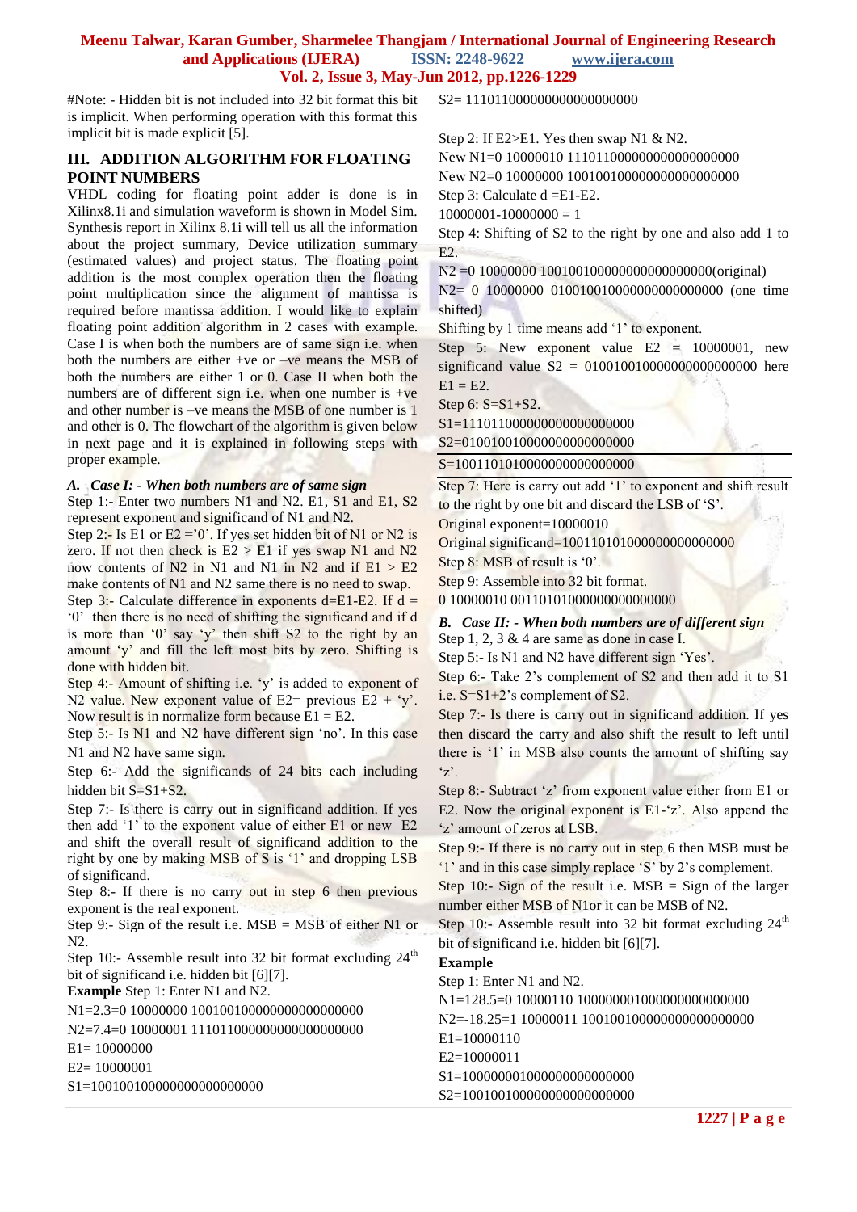#Note: - Hidden bit is not included into 32 bit format this bit is implicit. When performing operation with this format this implicit bit is made explicit [5].

## III. ADDITION ALGORITHM FOR FLOATING POINT NUMBERS

VHDL coding for floating point adder is done is in Xilinx8.1i and simulation waveform is shown in Model Sim. Synthesis report in Xilinx 8.1i will tell us all the information about the project summary, Device utilization summary (estimated values) and project status. The floating point addition is the most complex operation then the floating point multiplication since the alignment of mantissa is required before mantissa addition. I would like to explain floating point addition algorithm in 2 cases with example. Case I is when both the numbers are same sign i.e. when both the numbers are either +ve or –ve means the MSB of both the numbers are either 1 or 0. Case II when both the numbers are of different sign i.e. when one number is +ve and other number is –ve means the MSB of one number is 1 and other is 0. The flowchart of the algorithm is given below in next page and it is explained in following steps with proper example.

### *A. Case I: - When both numbers are of same sign*

Step 1:- Enter two numbers N1 and N2. E1, S1 and E1, S2 represent exponent and significand of N1 and N2.

Step 2:- Is E1 or E2 ='0'. If yes set hidden bit of N1 or N2 is zero. If not then check is E2 > E1 if yes swap N1 and N2 now contents of N2 in N1 and N1 in N2 and if E1 > E2 make contents of N1 and N2 same there is no need to swap.

Step 3:- Calculate difference in exponents d=E1-E2. If d = '0' then there is no need of shifting the significand and if d is more than '0' say 'y' then shift S2 to the right by an amount 'y' and fill the left most bits by zero. Shifting is done with hidden bit.

Step 4:- Amount of shifting i.e. 'y' is added to exponent of N2 value. New exponent value of E2= previous E2 + 'y'. Now result is in normalize form because E1 = E2.

Step 5:- Is N1 and N2 have different sign 'no'. In this case N1 and N2 have same sign.

Step 6:- Add the significands of 24 bits each including hidden bit S=S1+S2.

Step 7:- Is there is carry out in significand addition. If yes then add '1' to the exponent value of either E1 or new E2 and shift the overall result of significand addition to the right by one by making MSB of S is '1' and dropping LSB of significand.

Step 8:- If there is no carry out in step 6 then previous exponent is the real exponent.

Step 9:- Sign of the result i.e. MSB = MSB of either N1 or N2.

Step 10:- Assemble result into 32 bit format excluding 24th bit of significand i.e. hidden bit [6][7].

**Example** Step 1: Enter N1 and N2.

N1=2.3=0 10000000 10010010000000000000000

N2=7.4=0 10000001 11101100000000000000000

E1= 10000000

E2= 10000001

S1=100100100000000000000000

S2= 111011000000000000000000

Step 2: If E2>E1. Yes then swap N1 & N2.

New N1=0 10000010 111011000000000000000000

New N2=0 10000000 100100100000000000000000

Step 3: Calculate d =E1-E2.

10000001-10000000 = 1

Step 4: Shifting of S2 to the right by one and also add 1 to E2.

N2 =0 10000000 100100100000000000000000(original)

N2= 0 10000000 010010010000000000000000 (one time shifted)

Shifting by 1 time means add '1' to exponent.

Step 5: New exponent value E2 = 10000001, new significand value S2 = 010010010000000000000000 here E1 = E2.

Step 6: S=S1+S2.

S1=111011000000000000000000

S2=010010010000000000000000

S=1001101010000000000000000

Step 7: Here is carry out add '1' to exponent and shift result to the right by one bit and discard the LSB of 'S'.

Original exponent=10000010

Original significand=100110101000000000000000

Step 8: MSB of result is '0'.

Step 9: Assemble into 32 bit format.

0 10000010 00110101000000000000000

### *B. Case II: - When both numbers are of different sign*

Step 1, 2, 3 & 4 are same as done in case I.

Step 5:- Is N1 and N2 have different sign 'Yes'.

Step 6:- Take 2's complement of S2 and then add it to S1 i.e. S=S1+2's complement of S2.

Step 7:- Is there is carry out in significand addition. If yes then discard the carry and also shift the result to left until there is '1' in MSB also counts the amount of shifting say 'z'.

Step 8:- Subtract 'z' from exponent value either from E1 or E2. Now the original exponent is E1-'z'. Also append the 'z' amount of zeros at LSB.

Step 9:- If there is no carry out in step 6 then MSB must be '1' and in this case simply replace 'S' by 2's complement.

Step 10:- Sign of the result i.e. MSB = Sign of the larger number either MSB of N1or it can be MSB of N2.

Step 10:- Assemble result into 32 bit format excluding 24th bit of significand i.e. hidden bit [6][7].

**Example**

Step 1: Enter N1 and N2.

N1=128.5=0 10000110 10000000100000000000000000

N2=-18.25=1 10000011 10010010000000000000000

E1=10000110

E2=10000011

S1=100000001000000000000000

S2=100100100000000000000000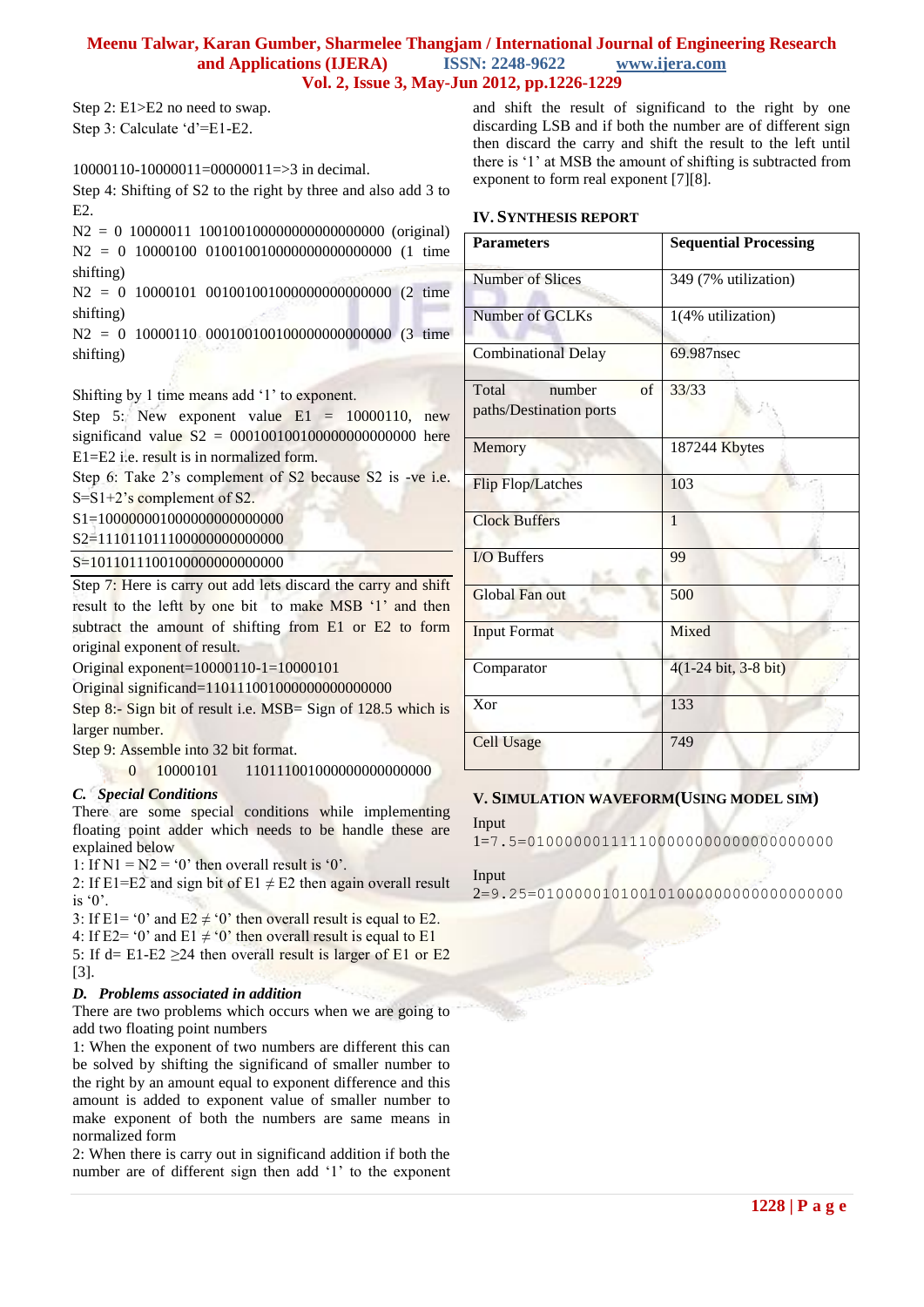Step 2: E1>E2 no need to swap.

Step 3: Calculate 'd'=E1-E2.

10000110-10000011=00000011=>3 in decimal.

Step 4: Shifting of S2 to the right by three and also add 3 to E2.

N2 = 0 10000011 10010010000000000000000 (original)

N2 = 0 10000100 01001001000000000000000 (1 time shifting)

N2 = 0 10000101 00100100100000000000000 (2 time shifting)

N2 = 0 10000110 00010010010000000000000 (3 time shifting)

Shifting by 1 time means add '1' to exponent.

Step 5: New exponent value E1 = 10000110, new significand value S2 = 00010010010000000000000 here E1=E2 i.e. result is in normalized form.

Step 6: Take 2's complement of S2 because S2 is -ve i.e. S=S1+2's complement of S2.

S1=100000001000000000000000

S2=111011011100000000000000

S=101101110010000000000000

Step 7: Here is carry out add lets discard the carry and shift result to the leftt by one bit to make MSB '1' and then subtract the amount of shifting from E1 or E2 to form original exponent of result.

Original exponent=10000110-1=10000101

Original significand=11011100100000000000000

Step 8:- Sign bit of result i.e. MSB= Sign of 128.5 which is larger number.

Step 9: Assemble into 32 bit format.

0 10000101 11011100100000000000000

### C. Special Conditions

There are some special conditions while implementing floating point adder which needs to be handle these are explained below

1: If N1 = N2 = '0' then overall result is '0'.

2: If E1=E2 and sign bit of E1 ≠ E2 then again overall result is '0'.

3: If E1= '0' and E2 ≠ '0' then overall result is equal to E2.

4: If E2= '0' and E1 ≠ '0' then overall result is equal to E1

5: If d= E1-E2 ≥24 then overall result is larger of E1 or E2 [3].

### D. Problems associated in addition

There are two problems which occurs when we are going to add two floating point numbers

1: When the exponent of two numbers are different this can be solved by shifting the significand of smaller number to the right by an amount equal to exponent difference and this amount is added to exponent value of smaller number to make exponent of both the numbers are same means in normalized form

2: When there is carry out in significand addition if both the number are of different sign then add '1' to the exponent and shift the result of significand to the right by one discarding LSB and if both the number are of different sign then discard the carry and shift the result to the left until there is '1' at MSB the amount of shifting is subtracted from exponent to form real exponent [7][8].

## IV. Synthesis Report

| Parameters | Sequential Processing |
|---|---|
| Number of Slices | 349 (7% utilization) |
| Number of GCLKs | 1(4% utilization) |
| Combinational Delay | 69.987nsec |
| Total number of paths/Destination ports | 33/33 |
| Memory | 187244 Kbytes |
| Flip Flop/Latches | 103 |
| Clock Buffers | 1 |
| I/O Buffers | 99 |
| Global Fan out | 500 |
| Input Format | Mixed |
| Comparator | 4(1-24 bit, 3-8 bit) |
| Xor | 133 |
| Cell Usage | 749 |

## V. Simulation Waveform(Using Model Sim)

Input 1=7.5=01000000111100000000000000000000

Input 2=9.25=01000001010010100000000000000000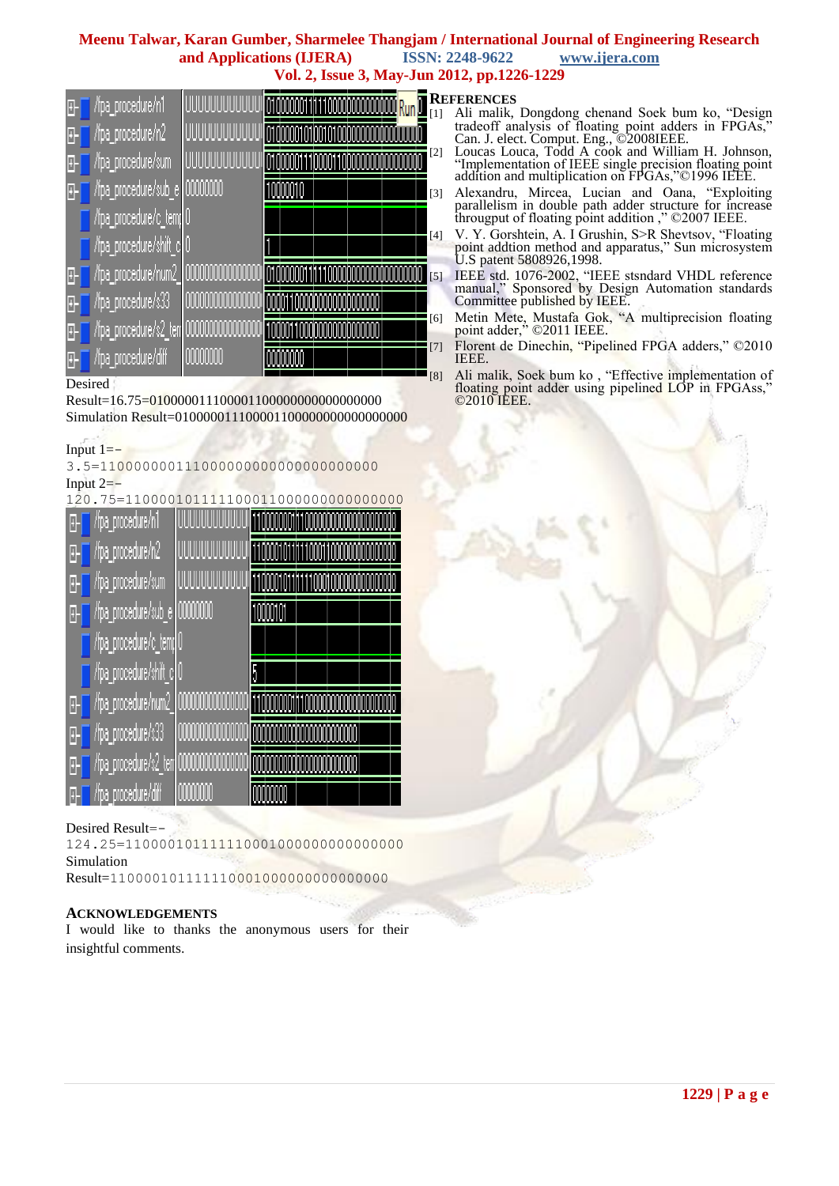Desired

Result=16.75=01000001110000110000000000000000

Simulation Result=01000001110000110000000000000000

Input 1=-

3.5=11000000011100000000000000000000

Input 2=-

120.75=11000010111111000110000000000000

Desired Result=-

124.25=11000010111111100010000000000000

Simulation

Result=11000010111111100010000000000000

## ACKNOWLEDGEMENTS

I would like to thanks the anonymous users for their insightful comments.

## REFERENCES

[1] Ali malik, Dongdong chenand Soek bum ko, "Design tradeoff analysis of floating point adders in FPGAs," Can. J. elect. Comput. Eng., ©2008IEEE.

[2] Loucas Louca, Todd A cook and William H. Johnson, "Implementation of IEEE single precision floating point addition and multiplication on FPGAs,"©1996 IEEE.

[3] Alexandru, Mircea, Lucian and Oana, "Exploiting parallelism in double path adder structure for increase througput of floating point addition ," ©2007 IEEE.

[4] V. Y. Gorshtein, A. I Grushin, S>R Shevtsov, "Floating point addtion method and apparatus," Sun microsystem U.S patent 5808926,1998.

[5] IEEE std. 1076-2002, "IEEE stsndard VHDL reference manual," Sponsored by Design Automation standards Committee published by IEEE.

[6] Metin Mete, Mustafa Gok, "A multiprecision floating point adder," ©2011 IEEE.

[7] Florent de Dinechin, "Pipelined FPGA adders," ©2010 IEEE.

[8] Ali malik, Soek bum ko , "Effective implementation of floating point adder using pipelined LOP in FPGAss," ©2010 IEEE.